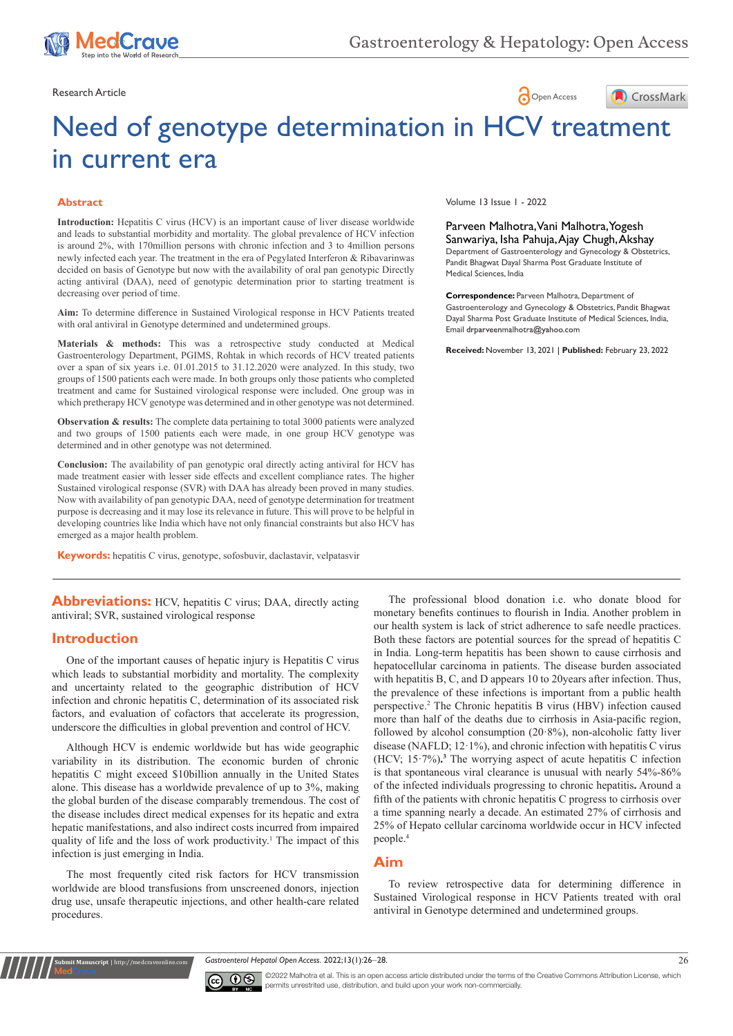Research Article

Open Access

# Need of genotype determination in HCV treatment in current era

Volume 13 Issue 1 - 2022

Parveen Malhotra, Vani Malhotra, Yogesh Sanwariya, Isha Pahuja, Ajay Chugh, Akshay

Department of Gastroenterology and Gynecology & Obstetrics, Pandit Bhagwat Dayal Sharma Post Graduate Institute of Medical Sciences, India

**Correspondence:** Parveen Malhotra, Department of Gastroenterology and Gynecology & Obstetrics, Pandit Bhagwat Dayal Sharma Post Graduate Institute of Medical Sciences, India, Email drparveenmalhotra@yahoo.com

**Received:** November 13, 2021 | **Published:** February 23, 2022

## Abstract

**Introduction:** Hepatitis C virus (HCV) is an important cause of liver disease worldwide and leads to substantial morbidity and mortality. The global prevalence of HCV infection is around 2%, with 170million persons with chronic infection and 3 to 4million persons newly infected each year. The treatment in the era of Pegylated Interferon & Ribavarinwas decided on basis of Genotype but now with the availability of oral pan genotypic Directly acting antiviral (DAA), need of genotypic determination prior to starting treatment is decreasing over period of time.

**Aim:** To determine difference in Sustained Virological response in HCV Patients treated with oral antiviral in Genotype determined and undetermined groups.

**Materials & methods:** This was a retrospective study conducted at Medical Gastroenterology Department, PGIMS, Rohtak in which records of HCV treated patients over a span of six years i.e. 01.01.2015 to 31.12.2020 were analyzed. In this study, two groups of 1500 patients each were made. In both groups only those patients who completed treatment and came for Sustained virological response were included. One group was in which pretherapy HCV genotype was determined and in other genotype was not determined.

**Observation & results:** The complete data pertaining to total 3000 patients were analyzed and two groups of 1500 patients each were made, in one group HCV genotype was determined and in other group genotype was not determined.

**Conclusion:** The availability of pan genotypic oral directly acting antiviral for HCV has made treatment easier with lesser side effects and excellent compliance rates. The higher Sustained virological response (SVR) with DAA has already been proved in many studies. Now with availability of pan genotypic DAA, need of genotype determination for treatment purpose is decreasing and it may lose its relevance in future. This will prove to be helpful in developing countries like India which have not only financial constraints but also HCV has emerged as a major health problem.

**Keywords:** hepatitis C virus, genotype, sofosbuvir, daclastavir, velpatasvir

## Abbreviations:

HCV, hepatitis C virus; DAA, directly acting antiviral; SVR, sustained virological response

## Introduction

One of the important causes of hepatic injury is Hepatitis C virus which leads to substantial morbidity and mortality. The complexity and uncertainty related to the geographic distribution of HCV infection and chronic hepatitis C, determination of its associated risk factors, and evaluation of cofactors that accelerate its progression, underscore the difficulties in global prevention and control of HCV.

Although HCV is endemic worldwide but has wide geographic variability in its distribution. The economic burden of chronic hepatitis C might exceed $10billion annually in the United States alone. This disease has a worldwide prevalence of up to 3%, making the global burden of the disease comparably tremendous. The cost of the disease includes direct medical expenses for its hepatic and extra hepatic manifestations, and also indirect costs incurred from impaired quality of life and the loss of work productivity.[1] The impact of this infection is just emerging in India.

The most frequently cited risk factors for HCV transmission worldwide are blood transfusions from unscreened donors, injection drug use, unsafe therapeutic injections, and other health-care related procedures.

The professional blood donation i.e. who donate blood for monetary benefits continues to flourish in India. Another problem in our health system is lack of strict adherence to safe needle practices. Both these factors are potential sources for the spread of hepatitis C in India. Long-term hepatitis has been shown to cause cirrhosis and hepatocellular carcinoma in patients. The disease burden associated with hepatitis B, C, and D appears 10 to 20years after infection. Thus, the prevalence of these infections is important from a public health perspective.[2] The Chronic hepatitis B virus (HBV) infection caused more than half of the deaths due to cirrhosis in Asia-pacific region, followed by alcohol consumption (20·8%), non-alcoholic fatty liver disease (NAFLD; 12·1%), and chronic infection with hepatitis C virus (HCV; 15·7%).[3] The worrying aspect of acute hepatitis C infection is that spontaneous viral clearance is unusual with nearly 54%-86% of the infected individuals progressing to chronic hepatitis. Around a fifth of the patients with chronic hepatitis C progress to cirrhosis over a time spanning nearly a decade. An estimated 27% of cirrhosis and 25% of Hepato cellular carcinoma worldwide occur in HCV infected people.[4]

## Aim

To review retrospective data for determining difference in Sustained Virological response in HCV Patients treated with oral antiviral in Genotype determined and undetermined groups.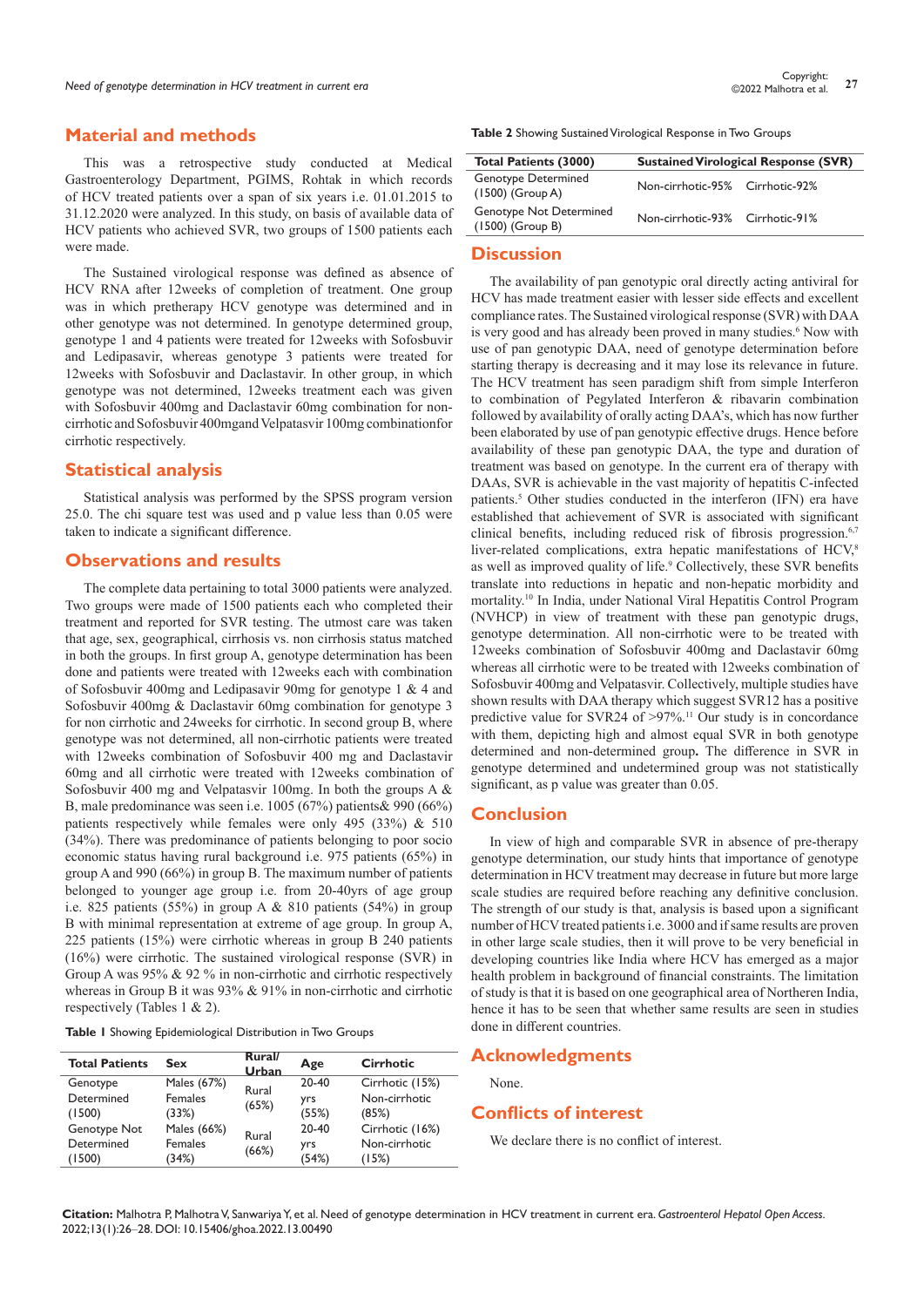## Material and methods

This was a retrospective study conducted at Medical Gastroenterology Department, PGIMS, Rohtak in which records of HCV treated patients over a span of six years i.e. 01.01.2015 to 31.12.2020 were analyzed. In this study, on basis of available data of HCV patients who achieved SVR, two groups of 1500 patients each were made.

The Sustained virological response was defined as absence of HCV RNA after 12weeks of completion of treatment. One group was in which pretherapy HCV genotype was determined and in other genotype was not determined. In genotype determined group, genotype 1 and 4 patients were treated for 12weeks with Sofosbuvir and Ledipasavir, whereas genotype 3 patients were treated for 12weeks with Sofosbuvir and Daclastavir. In other group, in which genotype was not determined, 12weeks treatment each was given with Sofosbuvir 400mg and Daclastavir 60mg combination for non-cirrhotic and Sofosbuvir 400mgand Velpatasvir 100mg combinationfor cirrhotic respectively.

## Statistical analysis

Statistical analysis was performed by the SPSS program version 25.0. The chi square test was used and p value less than 0.05 were taken to indicate a significant difference.

## Observations and results

The complete data pertaining to total 3000 patients were analyzed. Two groups were made of 1500 patients each who completed their treatment and reported for SVR testing. The utmost care was taken that age, sex, geographical, cirrhosis vs. non cirrhosis status matched in both the groups. In first group A, genotype determination has been done and patients were treated with 12weeks each with combination of Sofosbuvir 400mg and Ledipasavir 90mg for genotype 1 & 4 and Sofosbuvir 400mg & Daclastavir 60mg combination for genotype 3 for non cirrhotic and 24weeks for cirrhotic. In second group B, where genotype was not determined, all non-cirrhotic patients were treated with 12weeks combination of Sofosbuvir 400 mg and Daclastavir 60mg and all cirrhotic were treated with 12weeks combination of Sofosbuvir 400 mg and Velpatasvir 100mg. In both the groups A & B, male predominance was seen i.e. 1005 (67%) patients& 990 (66%) patients respectively while females were only 495 (33%) & 510 (34%). There was predominance of patients belonging to poor socio economic status having rural background i.e. 975 patients (65%) in group A and 990 (66%) in group B. The maximum number of patients belonged to younger age group i.e. from 20-40yrs of age group i.e. 825 patients (55%) in group A & 810 patients (54%) in group B with minimal representation at extreme of age group. In group A, 225 patients (15%) were cirrhotic whereas in group B 240 patients (16%) were cirrhotic. The sustained virological response (SVR) in Group A was 95% & 92 % in non-cirrhotic and cirrhotic respectively whereas in Group B it was 93% & 91% in non-cirrhotic and cirrhotic respectively (Tables 1 & 2).

**Table 1** Showing Epidemiological Distribution in Two Groups

| Total Patients | Sex | Rural/ Urban | Age | Cirrhotic |
|---|---|---|---|---|
| Genotype Determined (1500) | Males (67%) Females (33%) | Rural (65%) | 20-40 yrs (55%) | Cirrhotic (15%) Non-cirrhotic (85%) |
| Genotype Not Determined (1500) | Males (66%) Females (34%) | Rural (66%) | 20-40 yrs (54%) | Cirrhotic (16%) Non-cirrhotic (15%) |

**Table 2** Showing Sustained Virological Response in Two Groups

| Total Patients (3000) | Sustained Virological Response (SVR) | |
|---|---|---|
| Genotype Determined (1500) (Group A) | Non-cirrhotic-95% | Cirrhotic-92% |
| Genotype Not Determined (1500) (Group B) | Non-cirrhotic-93% | Cirrhotic-91% |

## Discussion

The availability of pan genotypic oral directly acting antiviral for HCV has made treatment easier with lesser side effects and excellent compliance rates. The Sustained virological response (SVR) with DAA is very good and has already been proved in many studies.[6] Now with use of pan genotypic DAA, need of genotype determination before starting therapy is decreasing and it may lose its relevance in future. The HCV treatment has seen paradigm shift from simple Interferon to combination of Pegylated Interferon & ribavarin combination followed by availability of orally acting DAA's, which has now further been elaborated by use of pan genotypic effective drugs. Hence before availability of these pan genotypic DAA, the type and duration of treatment was based on genotype. In the current era of therapy with DAAs, SVR is achievable in the vast majority of hepatitis C-infected patients.[5] Other studies conducted in the interferon (IFN) era have established that achievement of SVR is associated with significant clinical benefits, including reduced risk of fibrosis progression.[6,7] liver-related complications, extra hepatic manifestations of HCV,[8] as well as improved quality of life.[9] Collectively, these SVR benefits translate into reductions in hepatic and non-hepatic morbidity and mortality.[10] In India, under National Viral Hepatitis Control Program (NVHCP) in view of treatment with these pan genotypic drugs, genotype determination. All non-cirrhotic were to be treated with 12weeks combination of Sofosbuvir 400mg and Daclastavir 60mg whereas all cirrhotic were to be treated with 12weeks combination of Sofosbuvir 400mg and Velpatasvir. Collectively, multiple studies have shown results with DAA therapy which suggest SVR12 has a positive predictive value for SVR24 of >97%.[11] Our study is in concordance with them, depicting high and almost equal SVR in both genotype determined and non-determined group**.** The difference in SVR in genotype determined and undetermined group was not statistically significant, as p value was greater than 0.05.

## Conclusion

In view of high and comparable SVR in absence of pre-therapy genotype determination, our study hints that importance of genotype determination in HCV treatment may decrease in future but more large scale studies are required before reaching any definitive conclusion. The strength of our study is that, analysis is based upon a significant number of HCV treated patients i.e. 3000 and if same results are proven in other large scale studies, then it will prove to be very beneficial in developing countries like India where HCV has emerged as a major health problem in background of financial constraints. The limitation of study is that it is based on one geographical area of Northeren India, hence it has to be seen that whether same results are seen in studies done in different countries.

## Acknowledgments

None.

## Conflicts of interest

We declare there is no conflict of interest.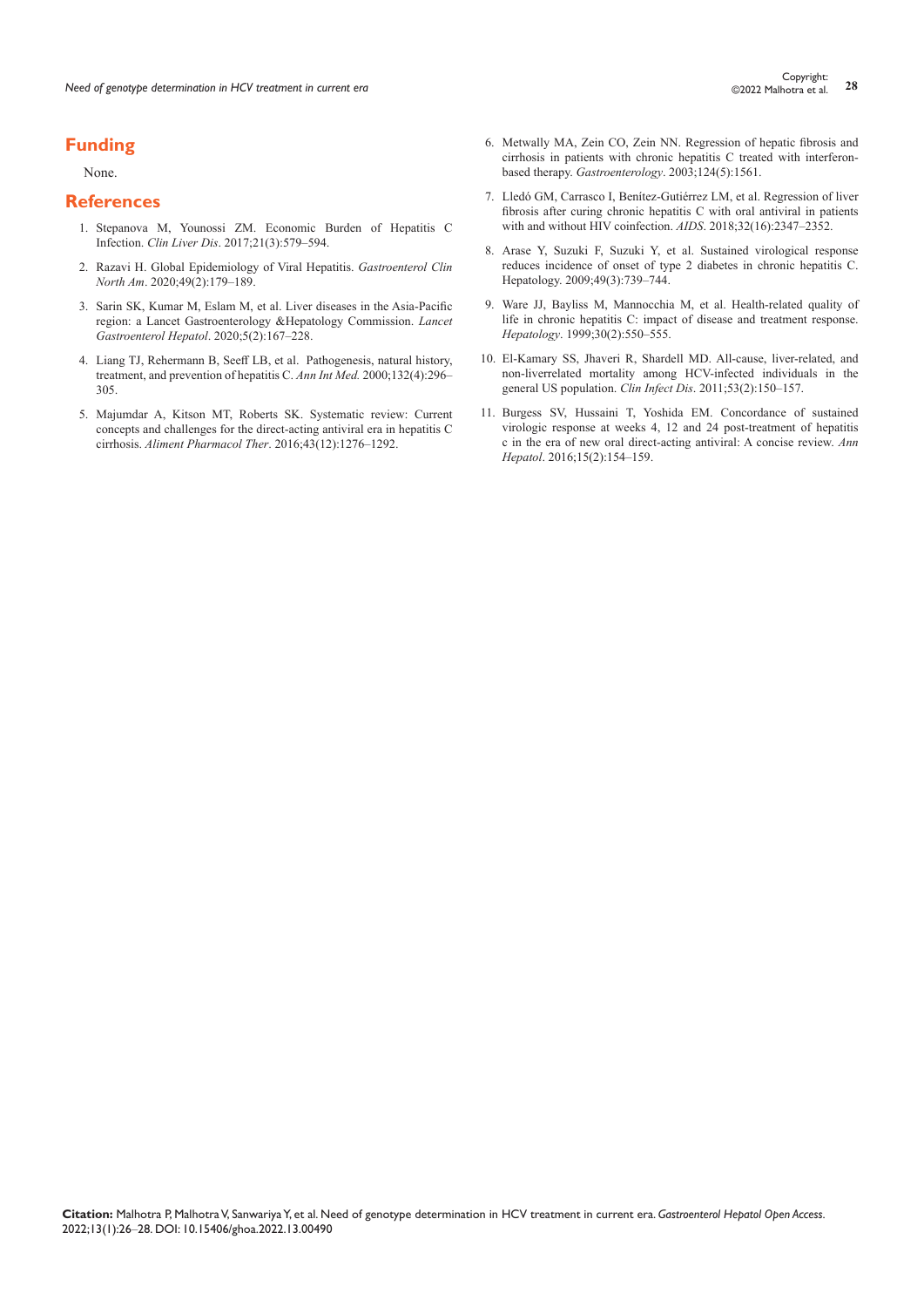## Funding

None.

## References

1. Stepanova M, Younossi ZM. Economic Burden of Hepatitis C Infection. *Clin Liver Dis*. 2017;21(3):579–594.
2. Razavi H. Global Epidemiology of Viral Hepatitis. *Gastroenterol Clin North Am*. 2020;49(2):179–189.
3. Sarin SK, Kumar M, Eslam M, et al. Liver diseases in the Asia-Pacific region: a Lancet Gastroenterology &Hepatology Commission. *Lancet Gastroenterol Hepatol*. 2020;5(2):167–228.
4. Liang TJ, Rehermann B, Seeff LB, et al. Pathogenesis, natural history, treatment, and prevention of hepatitis C. *Ann Int Med.* 2000;132(4):296–305.
5. Majumdar A, Kitson MT, Roberts SK. Systematic review: Current concepts and challenges for the direct-acting antiviral era in hepatitis C cirrhosis. *Aliment Pharmacol Ther*. 2016;43(12):1276–1292.
6. Metwally MA, Zein CO, Zein NN. Regression of hepatic fibrosis and cirrhosis in patients with chronic hepatitis C treated with interferon-based therapy. *Gastroenterology*. 2003;124(5):1561.
7. Lledó GM, Carrasco I, Benítez-Gutiérrez LM, et al. Regression of liver fibrosis after curing chronic hepatitis C with oral antiviral in patients with and without HIV coinfection. *AIDS*. 2018;32(16):2347–2352.
8. Arase Y, Suzuki F, Suzuki Y, et al. Sustained virological response reduces incidence of onset of type 2 diabetes in chronic hepatitis C. Hepatology. 2009;49(3):739–744.
9. Ware JJ, Bayliss M, Mannocchia M, et al. Health-related quality of life in chronic hepatitis C: impact of disease and treatment response. *Hepatology*. 1999;30(2):550–555.
10. El-Kamary SS, Jhaveri R, Shardell MD. All-cause, liver-related, and non-liverrelated mortality among HCV-infected individuals in the general US population. *Clin Infect Dis*. 2011;53(2):150–157.
11. Burgess SV, Hussaini T, Yoshida EM. Concordance of sustained virologic response at weeks 4, 12 and 24 post-treatment of hepatitis c in the era of new oral direct-acting antiviral: A concise review. *Ann Hepatol*. 2016;15(2):154–159.

**Citation:** Malhotra P, Malhotra V, Sanwariya Y, et al. Need of genotype determination in HCV treatment in current era. *Gastroenterol Hepatol Open Access*. 2022;13(1):26–28. DOI: 10.15406/ghoa.2022.13.00490